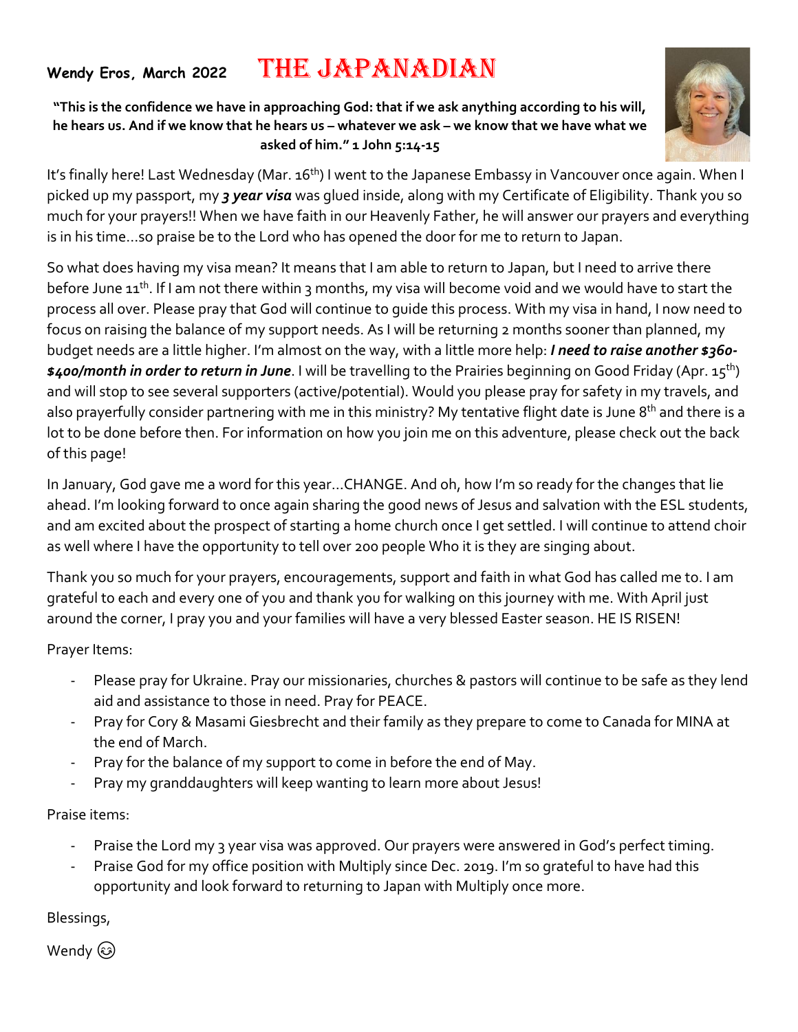**Wendy Eros, March 2022**

# THE JAPANADIAN

**"This is the confidence we have in approaching God: that if we ask anything according to his will, he hears us. And if we know that he hears us – whatever we ask – we know that we have what we asked of him." 1 John 5:14-15**

It's finally here! Last Wednesday (Mar. 16th) I went to the Japanese Embassy in Vancouver once again. When I picked up my passport, my ***3 year visa*** was glued inside, along with my Certificate of Eligibility. Thank you so much for your prayers!! When we have faith in our Heavenly Father, he will answer our prayers and everything is in his time…so praise be to the Lord who has opened the door for me to return to Japan.

So what does having my visa mean? It means that I am able to return to Japan, but I need to arrive there before June 11th. If I am not there within 3 months, my visa will become void and we would have to start the process all over. Please pray that God will continue to guide this process. With my visa in hand, I now need to focus on raising the balance of my support needs. As I will be returning 2 months sooner than planned, my budget needs are a little higher. I'm almost on the way, with a little more help: ***I need to raise another $360-$400/month in order to return in June***. I will be travelling to the Prairies beginning on Good Friday (Apr. 15th) and will stop to see several supporters (active/potential). Would you please pray for safety in my travels, and also prayerfully consider partnering with me in this ministry? My tentative flight date is June 8th and there is a lot to be done before then. For information on how you join me on this adventure, please check out the back of this page!

In January, God gave me a word for this year…CHANGE. And oh, how I'm so ready for the changes that lie ahead. I'm looking forward to once again sharing the good news of Jesus and salvation with the ESL students, and am excited about the prospect of starting a home church once I get settled. I will continue to attend choir as well where I have the opportunity to tell over 200 people Who it is they are singing about.

Thank you so much for your prayers, encouragements, support and faith in what God has called me to. I am grateful to each and every one of you and thank you for walking on this journey with me. With April just around the corner, I pray you and your families will have a very blessed Easter season. HE IS RISEN!

Prayer Items:

- Please pray for Ukraine. Pray our missionaries, churches & pastors will continue to be safe as they lend aid and assistance to those in need. Pray for PEACE.
- Pray for Cory & Masami Giesbrecht and their family as they prepare to come to Canada for MINA at the end of March.
- Pray for the balance of my support to come in before the end of May.
- Pray my granddaughters will keep wanting to learn more about Jesus!

Praise items:

- Praise the Lord my 3 year visa was approved. Our prayers were answered in God's perfect timing.
- Praise God for my office position with Multiply since Dec. 2019. I'm so grateful to have had this opportunity and look forward to returning to Japan with Multiply once more.

Blessings,

Wendy 😊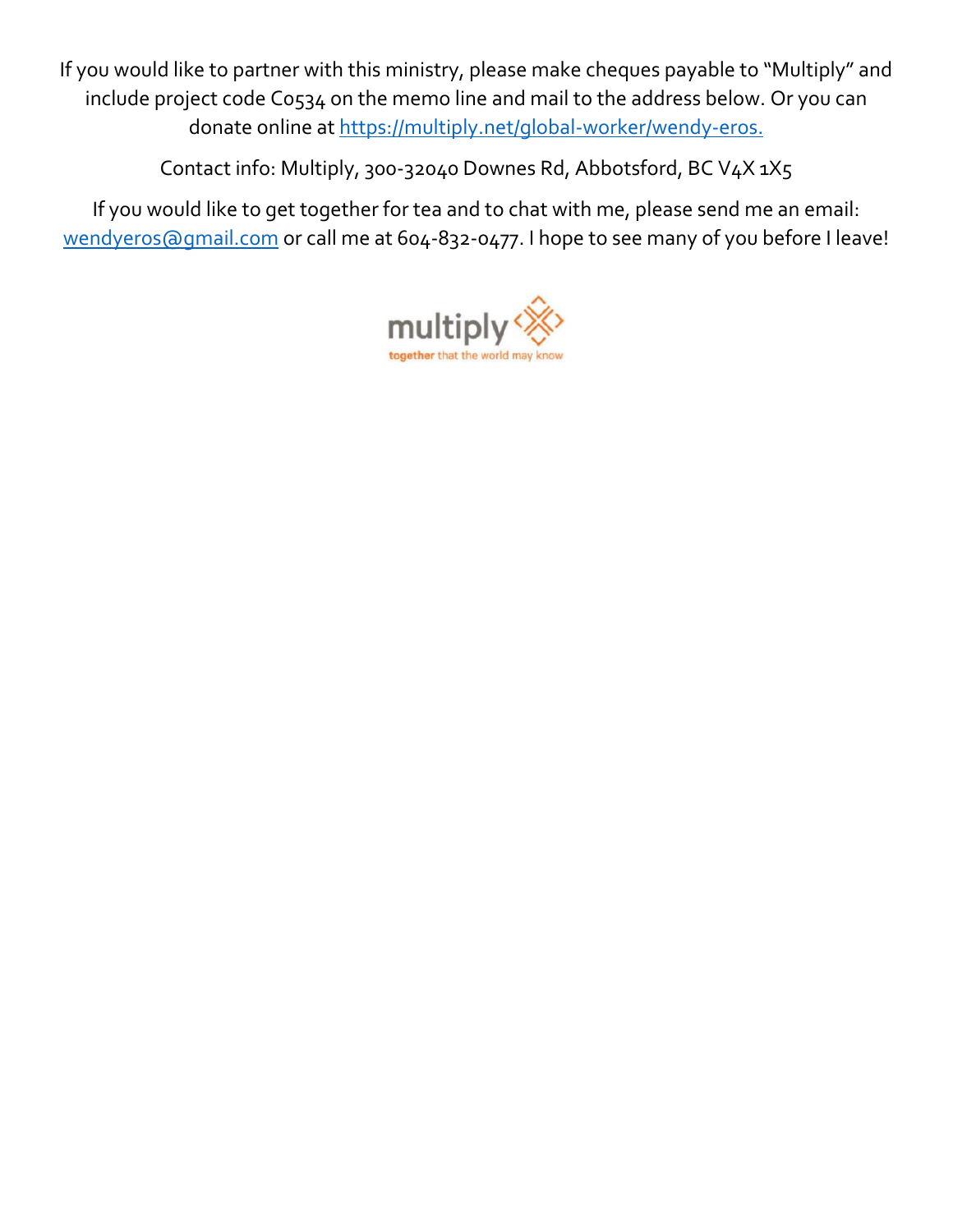If you would like to partner with this ministry, please make cheques payable to "Multiply" and include project code C0534 on the memo line and mail to the address below. Or you can donate online at https://multiply.net/global-worker/wendy-eros.

Contact info: Multiply, 300-32040 Downes Rd, Abbotsford, BC V4X 1X5

If you would like to get together for tea and to chat with me, please send me an email: wendyeros@gmail.com or call me at 604-832-0477. I hope to see many of you before I leave!

multiply

together that the world may know